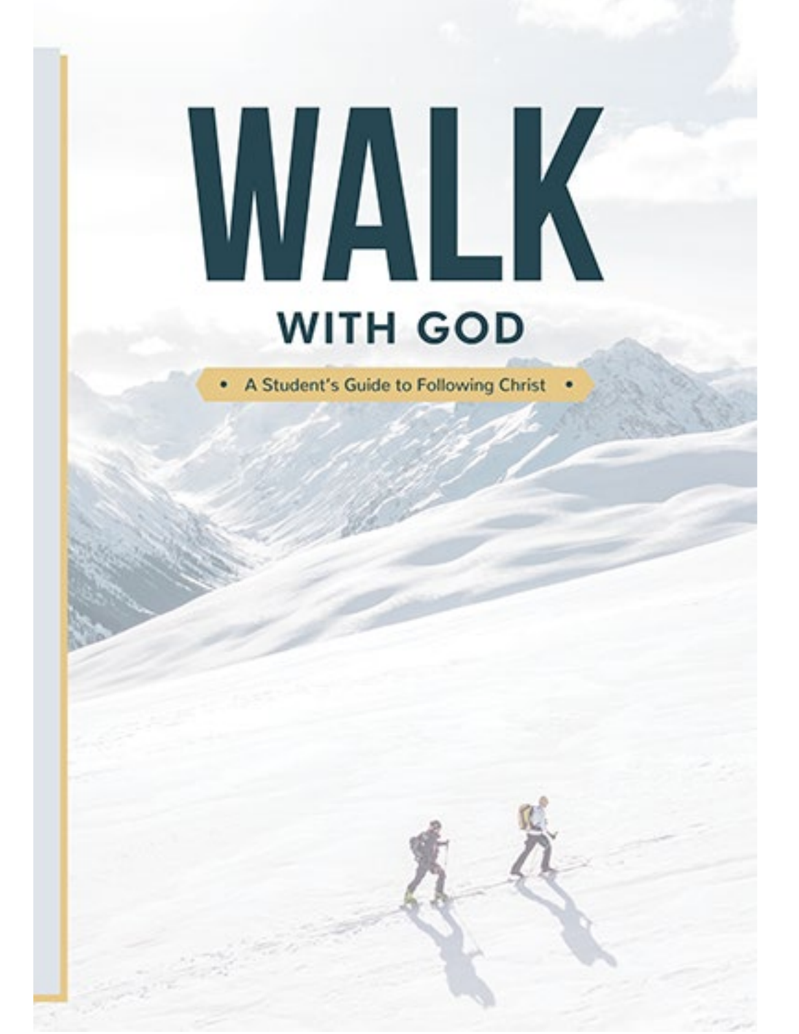# WALK

## WITH GOD

• A Student's Guide to Following Christ •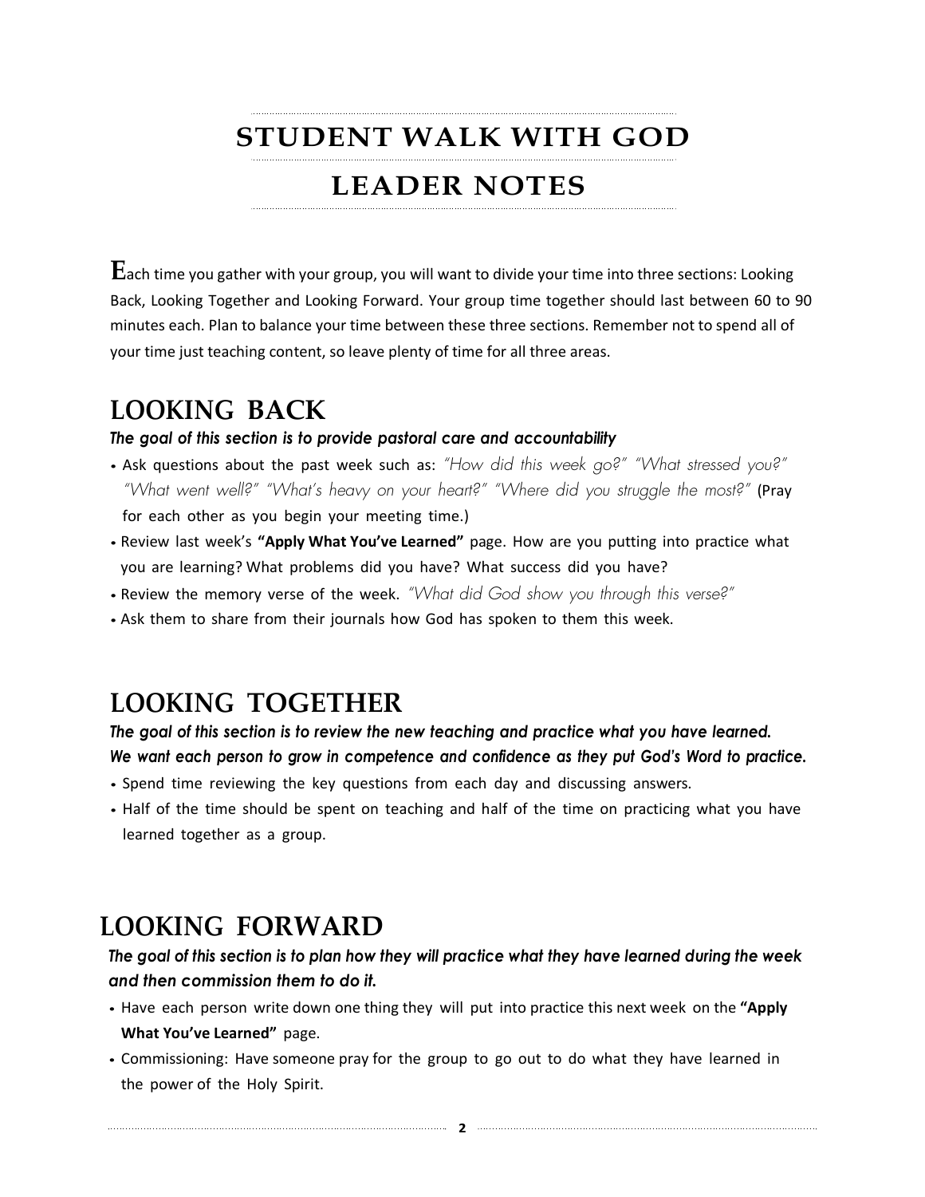# STUDENT WALK WITH GOD

# LEADER NOTES

Each time you gather with your group, you will want to divide your time into three sections: Looking Back, Looking Together and Looking Forward. Your group time together should last between 60 to 90 minutes each. Plan to balance your time between these three sections. Remember not to spend all of your time just teaching content, so leave plenty of time for all three areas.

## LOOKING BACK

***The goal of this section is to provide pastoral care and accountability***

- Ask questions about the past week such as: *"How did this week go?" "What stressed you?" "What went well?" "What's heavy on your heart?" "Where did you struggle the most?"* (Pray for each other as you begin your meeting time.)
- Review last week's **"Apply What You've Learned"** page. How are you putting into practice what you are learning? What problems did you have? What success did you have?
- Review the memory verse of the week. *"What did God show you through this verse?"*
- Ask them to share from their journals how God has spoken to them this week.

## LOOKING TOGETHER

***The goal of this section is to review the new teaching and practice what you have learned. We want each person to grow in competence and confidence as they put God's Word to practice.***

- Spend time reviewing the key questions from each day and discussing answers.
- Half of the time should be spent on teaching and half of the time on practicing what you have learned together as a group.

## LOOKING FORWARD

***The goal of this section is to plan how they will practice what they have learned during the week and then commission them to do it.***

- Have each person write down one thing they will put into practice this next week on the **"Apply What You've Learned"** page.
- Commissioning: Have someone pray for the group to go out to do what they have learned in the power of the Holy Spirit.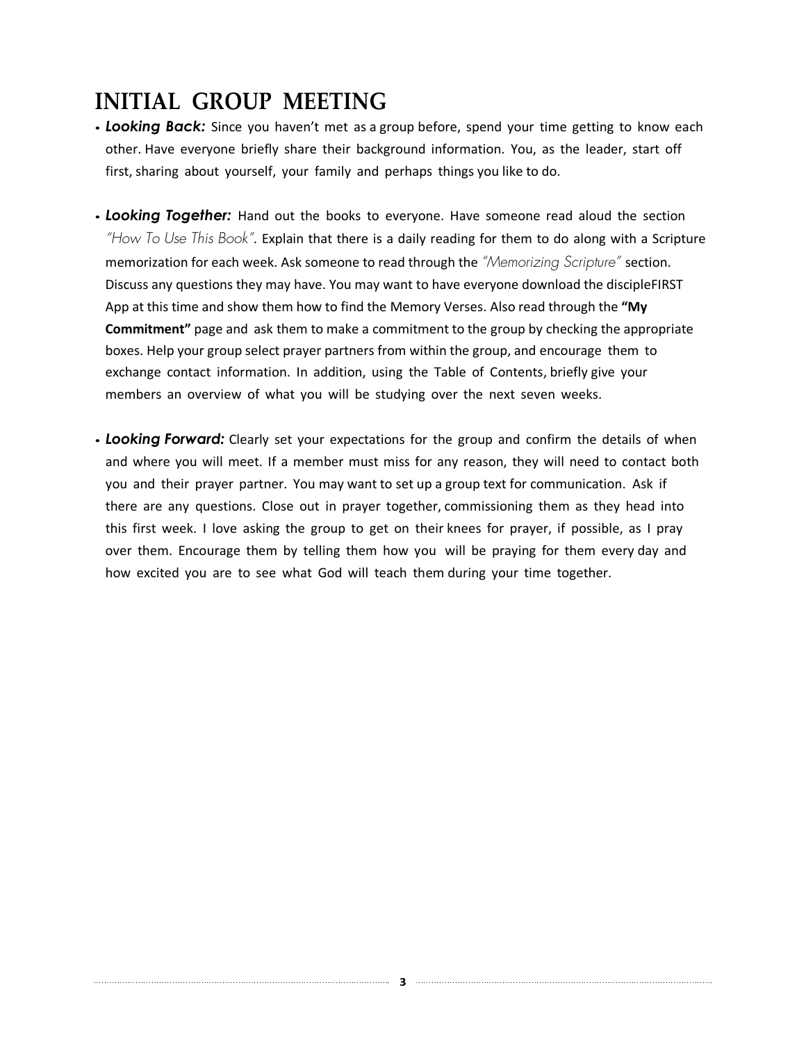# INITIAL GROUP MEETING

- ***Looking Back:*** Since you haven't met as a group before, spend your time getting to know each other. Have everyone briefly share their background information. You, as the leader, start off first, sharing about yourself, your family and perhaps things you like to do.

- ***Looking Together:*** Hand out the books to everyone. Have someone read aloud the section *"How To Use This Book"*. Explain that there is a daily reading for them to do along with a Scripture memorization for each week. Ask someone to read through the *"Memorizing Scripture"* section. Discuss any questions they may have. You may want to have everyone download the discipleFIRST App at this time and show them how to find the Memory Verses. Also read through the **"My Commitment"** page and ask them to make a commitment to the group by checking the appropriate boxes. Help your group select prayer partners from within the group, and encourage them to exchange contact information. In addition, using the Table of Contents, briefly give your members an overview of what you will be studying over the next seven weeks.

- ***Looking Forward:*** Clearly set your expectations for the group and confirm the details of when and where you will meet. If a member must miss for any reason, they will need to contact both you and their prayer partner. You may want to set up a group text for communication. Ask if there are any questions. Close out in prayer together, commissioning them as they head into this first week. I love asking the group to get on their knees for prayer, if possible, as I pray over them. Encourage them by telling them how you will be praying for them every day and how excited you are to see what God will teach them during your time together.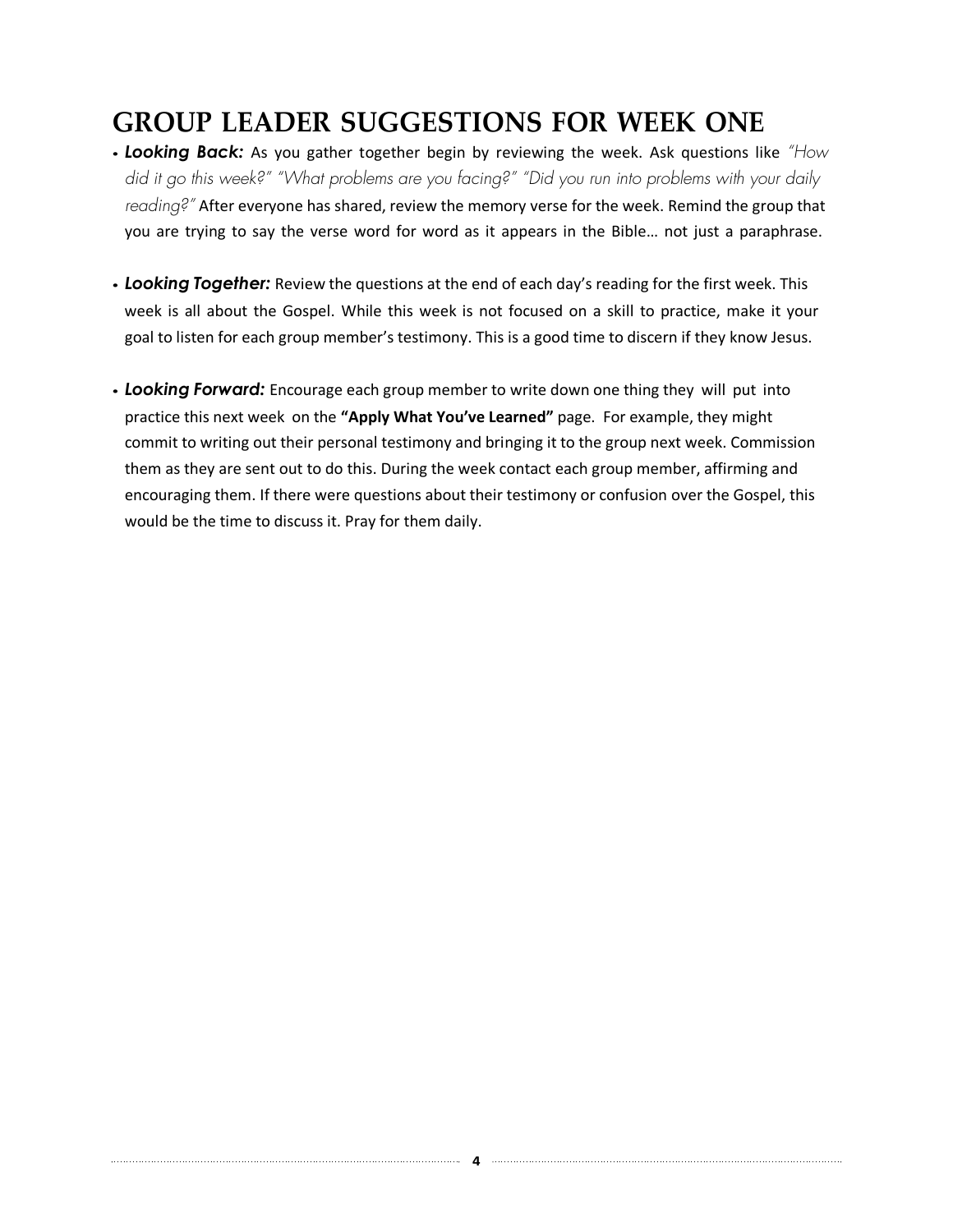# GROUP LEADER SUGGESTIONS FOR WEEK ONE

- ***Looking Back:*** As you gather together begin by reviewing the week. Ask questions like *"How did it go this week?" "What problems are you facing?" "Did you run into problems with your daily reading?"* After everyone has shared, review the memory verse for the week. Remind the group that you are trying to say the verse word for word as it appears in the Bible… not just a paraphrase.

- ***Looking Together:*** Review the questions at the end of each day's reading for the first week. This week is all about the Gospel. While this week is not focused on a skill to practice, make it your goal to listen for each group member's testimony. This is a good time to discern if they know Jesus.

- ***Looking Forward:*** Encourage each group member to write down one thing they will put into practice this next week on the **"Apply What You've Learned"** page. For example, they might commit to writing out their personal testimony and bringing it to the group next week. Commission them as they are sent out to do this. During the week contact each group member, affirming and encouraging them. If there were questions about their testimony or confusion over the Gospel, this would be the time to discuss it. Pray for them daily.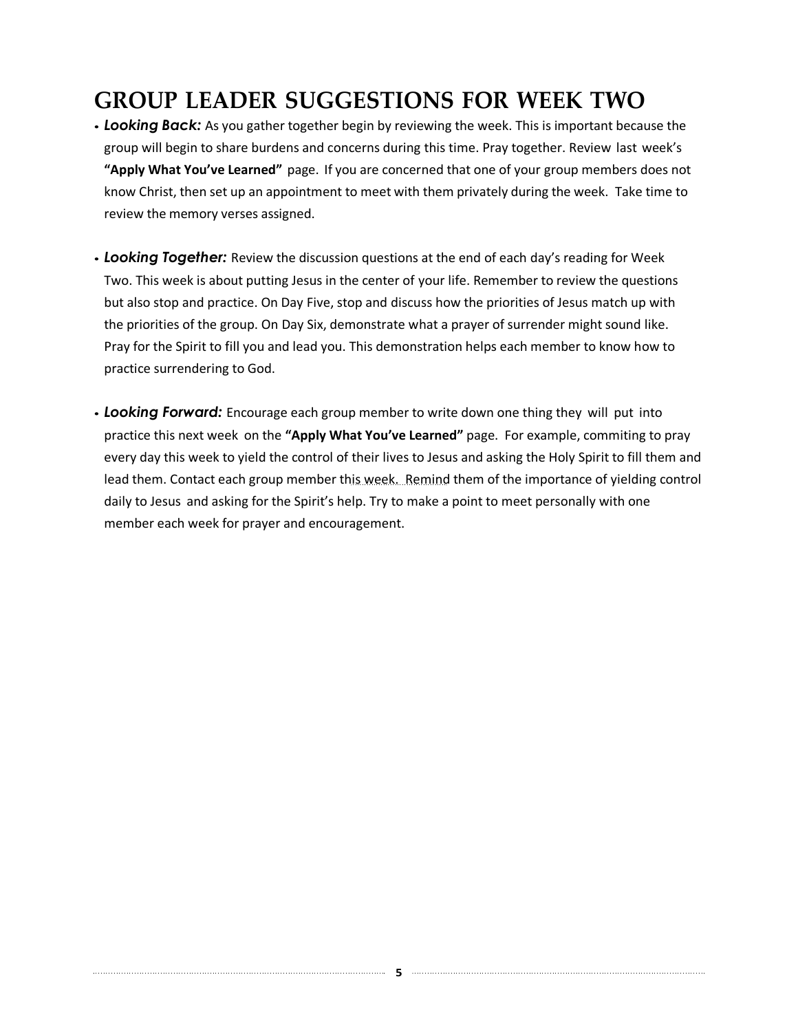# GROUP LEADER SUGGESTIONS FOR WEEK TWO

- ***Looking Back:*** As you gather together begin by reviewing the week. This is important because the group will begin to share burdens and concerns during this time. Pray together. Review last week's **"Apply What You've Learned"** page. If you are concerned that one of your group members does not know Christ, then set up an appointment to meet with them privately during the week. Take time to review the memory verses assigned.

- ***Looking Together:*** Review the discussion questions at the end of each day's reading for Week Two. This week is about putting Jesus in the center of your life. Remember to review the questions but also stop and practice. On Day Five, stop and discuss how the priorities of Jesus match up with the priorities of the group. On Day Six, demonstrate what a prayer of surrender might sound like. Pray for the Spirit to fill you and lead you. This demonstration helps each member to know how to practice surrendering to God.

- ***Looking Forward:*** Encourage each group member to write down one thing they will put into practice this next week on the **"Apply What You've Learned"** page. For example, commiting to pray every day this week to yield the control of their lives to Jesus and asking the Holy Spirit to fill them and lead them. Contact each group member this week. Remind them of the importance of yielding control daily to Jesus and asking for the Spirit's help. Try to make a point to meet personally with one member each week for prayer and encouragement.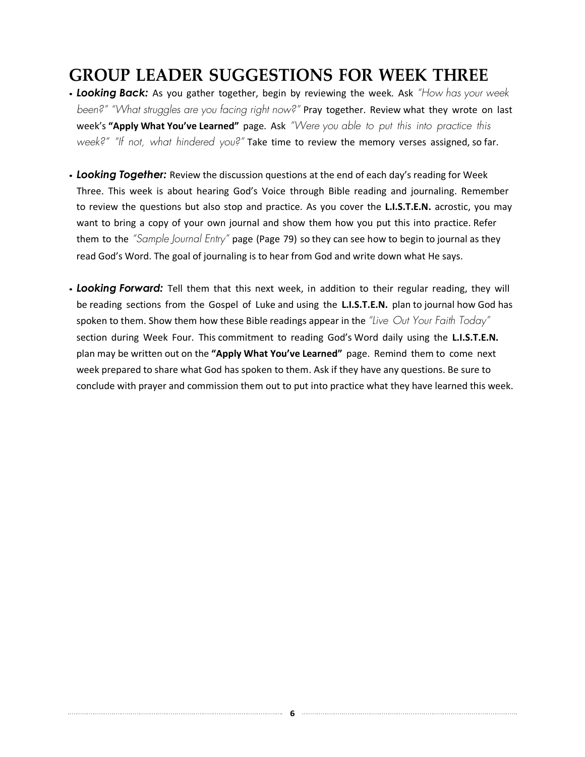# GROUP LEADER SUGGESTIONS FOR WEEK THREE

- ***Looking Back:*** As you gather together, begin by reviewing the week. Ask *"How has your week been?" "What struggles are you facing right now?"* Pray together. Review what they wrote on last week's **"Apply What You've Learned"** page. Ask *"Were you able to put this into practice this week?" "If not, what hindered you?"* Take time to review the memory verses assigned, so far.

- ***Looking Together:*** Review the discussion questions at the end of each day's reading for Week Three. This week is about hearing God's Voice through Bible reading and journaling. Remember to review the questions but also stop and practice. As you cover the **L.I.S.T.E.N.** acrostic, you may want to bring a copy of your own journal and show them how you put this into practice. Refer them to the *"Sample Journal Entry"* page (Page 79) so they can see how to begin to journal as they read God's Word. The goal of journaling is to hear from God and write down what He says.

- ***Looking Forward:*** Tell them that this next week, in addition to their regular reading, they will be reading sections from the Gospel of Luke and using the **L.I.S.T.E.N.** plan to journal how God has spoken to them. Show them how these Bible readings appear in the *"Live Out Your Faith Today"* section during Week Four. This commitment to reading God's Word daily using the **L.I.S.T.E.N.** plan may be written out on the **"Apply What You've Learned"** page. Remind them to come next week prepared to share what God has spoken to them. Ask if they have any questions. Be sure to conclude with prayer and commission them out to put into practice what they have learned this week.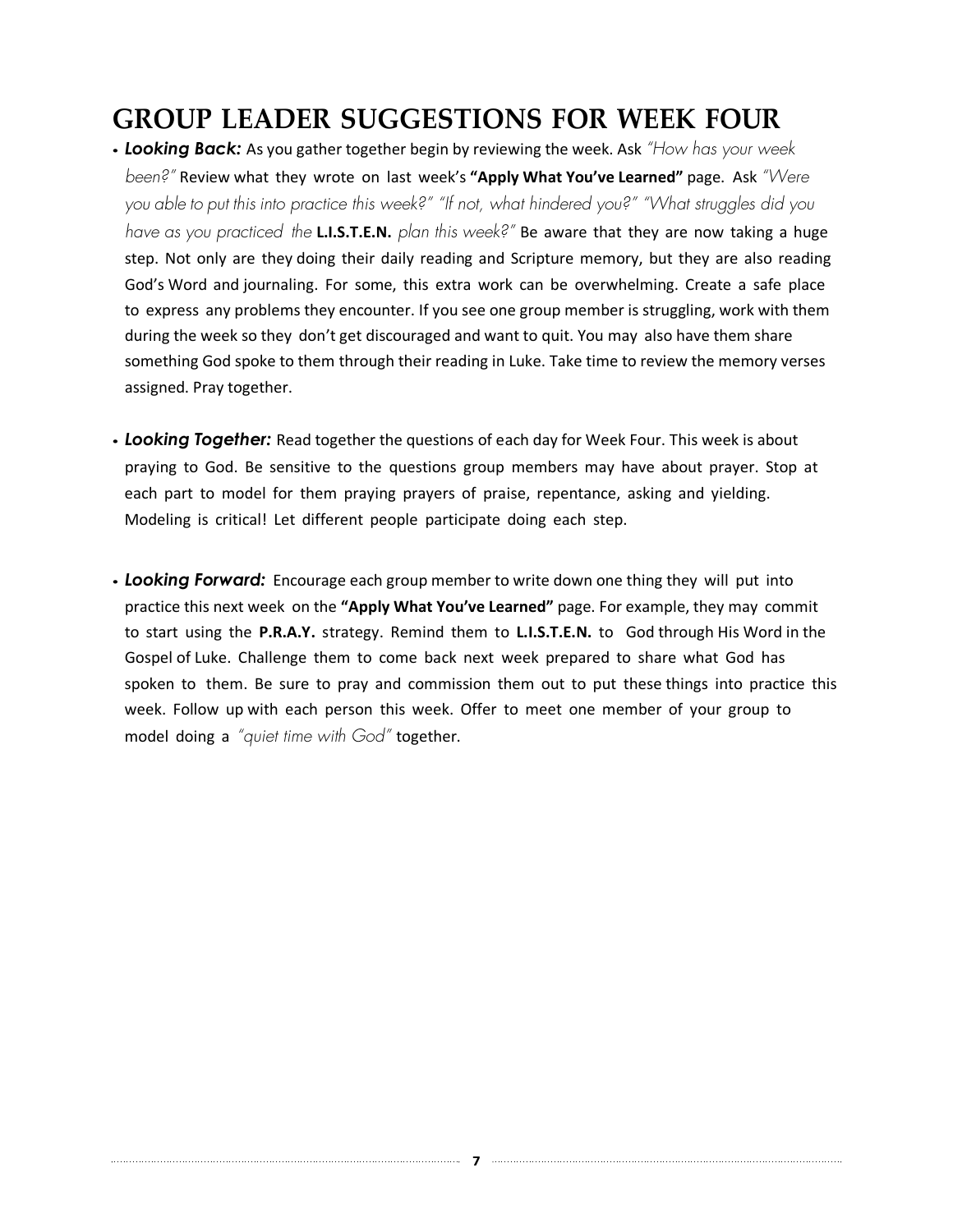# GROUP LEADER SUGGESTIONS FOR WEEK FOUR

- ***Looking Back:*** As you gather together begin by reviewing the week. Ask *"How has your week been?"* Review what they wrote on last week's **"Apply What You've Learned"** page. Ask *"Were you able to put this into practice this week?" "If not, what hindered you?" "What struggles did you have as you practiced the* **L.I.S.T.E.N.** *plan this week?"* Be aware that they are now taking a huge step. Not only are they doing their daily reading and Scripture memory, but they are also reading God's Word and journaling. For some, this extra work can be overwhelming. Create a safe place to express any problems they encounter. If you see one group member is struggling, work with them during the week so they don't get discouraged and want to quit. You may also have them share something God spoke to them through their reading in Luke. Take time to review the memory verses assigned. Pray together.

- ***Looking Together:*** Read together the questions of each day for Week Four. This week is about praying to God. Be sensitive to the questions group members may have about prayer. Stop at each part to model for them praying prayers of praise, repentance, asking and yielding. Modeling is critical! Let different people participate doing each step.

- ***Looking Forward:*** Encourage each group member to write down one thing they will put into practice this next week on the **"Apply What You've Learned"** page. For example, they may commit to start using the **P.R.A.Y.** strategy. Remind them to **L.I.S.T.E.N.** to God through His Word in the Gospel of Luke. Challenge them to come back next week prepared to share what God has spoken to them. Be sure to pray and commission them out to put these things into practice this week. Follow up with each person this week. Offer to meet one member of your group to model doing a *"quiet time with God"* together.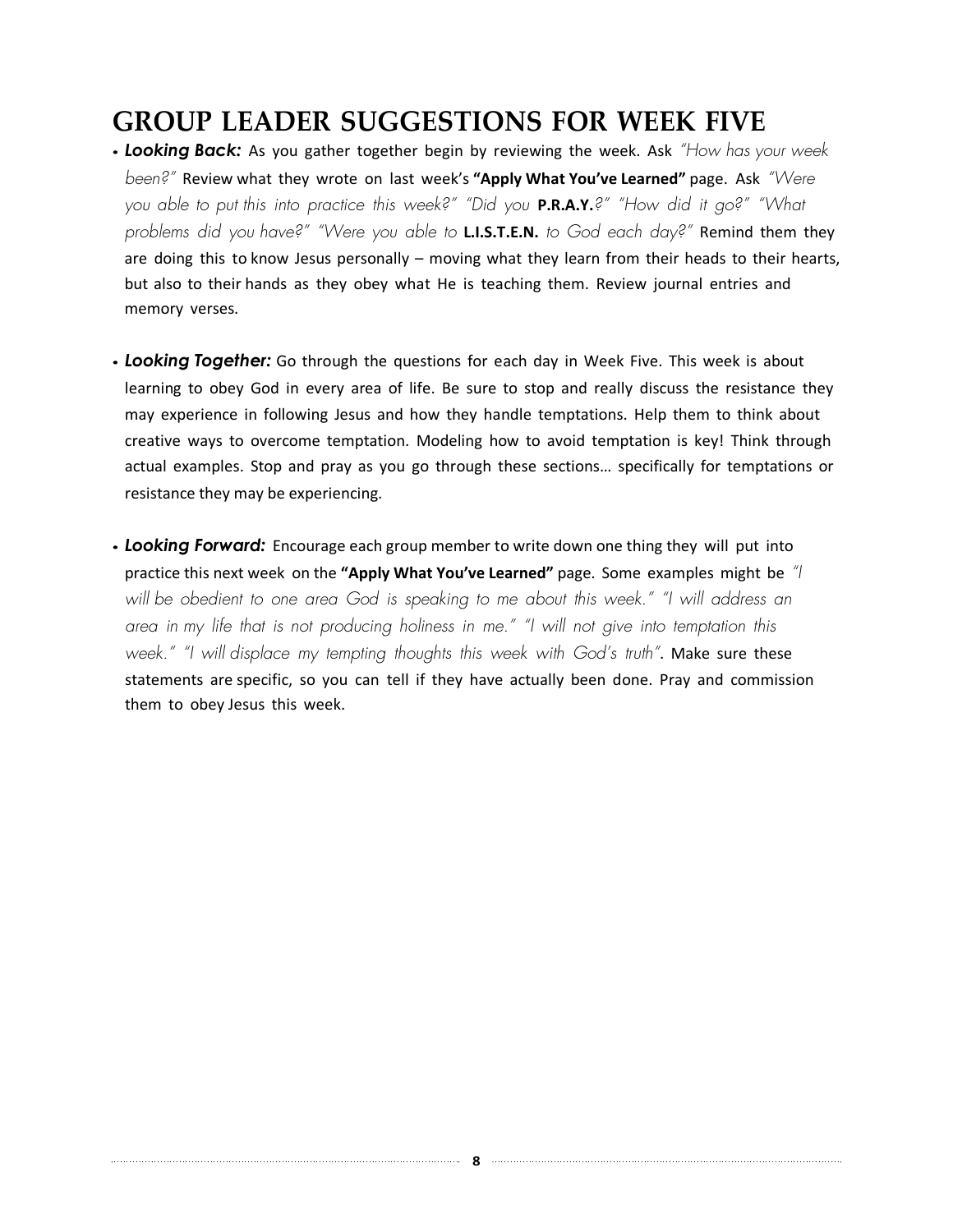# GROUP LEADER SUGGESTIONS FOR WEEK FIVE

- ***Looking Back:*** As you gather together begin by reviewing the week. Ask *"How has your week been?"* Review what they wrote on last week's **"Apply What You've Learned"** page. Ask *"Were you able to put this into practice this week?" "Did you* **P.R.A.Y.***?" "How did it go?" "What problems did you have?" "Were you able to* **L.I.S.T.E.N.** *to God each day?"* Remind them they are doing this to know Jesus personally – moving what they learn from their heads to their hearts, but also to their hands as they obey what He is teaching them. Review journal entries and memory verses.

- ***Looking Together:*** Go through the questions for each day in Week Five. This week is about learning to obey God in every area of life. Be sure to stop and really discuss the resistance they may experience in following Jesus and how they handle temptations. Help them to think about creative ways to overcome temptation. Modeling how to avoid temptation is key! Think through actual examples. Stop and pray as you go through these sections… specifically for temptations or resistance they may be experiencing.

- ***Looking Forward:*** Encourage each group member to write down one thing they will put into practice this next week on the **"Apply What You've Learned"** page. Some examples might be *"I will be obedient to one area God is speaking to me about this week." "I will address an area in my life that is not producing holiness in me." "I will not give into temptation this week." "I will displace my tempting thoughts this week with God's truth"*. Make sure these statements are specific, so you can tell if they have actually been done. Pray and commission them to obey Jesus this week.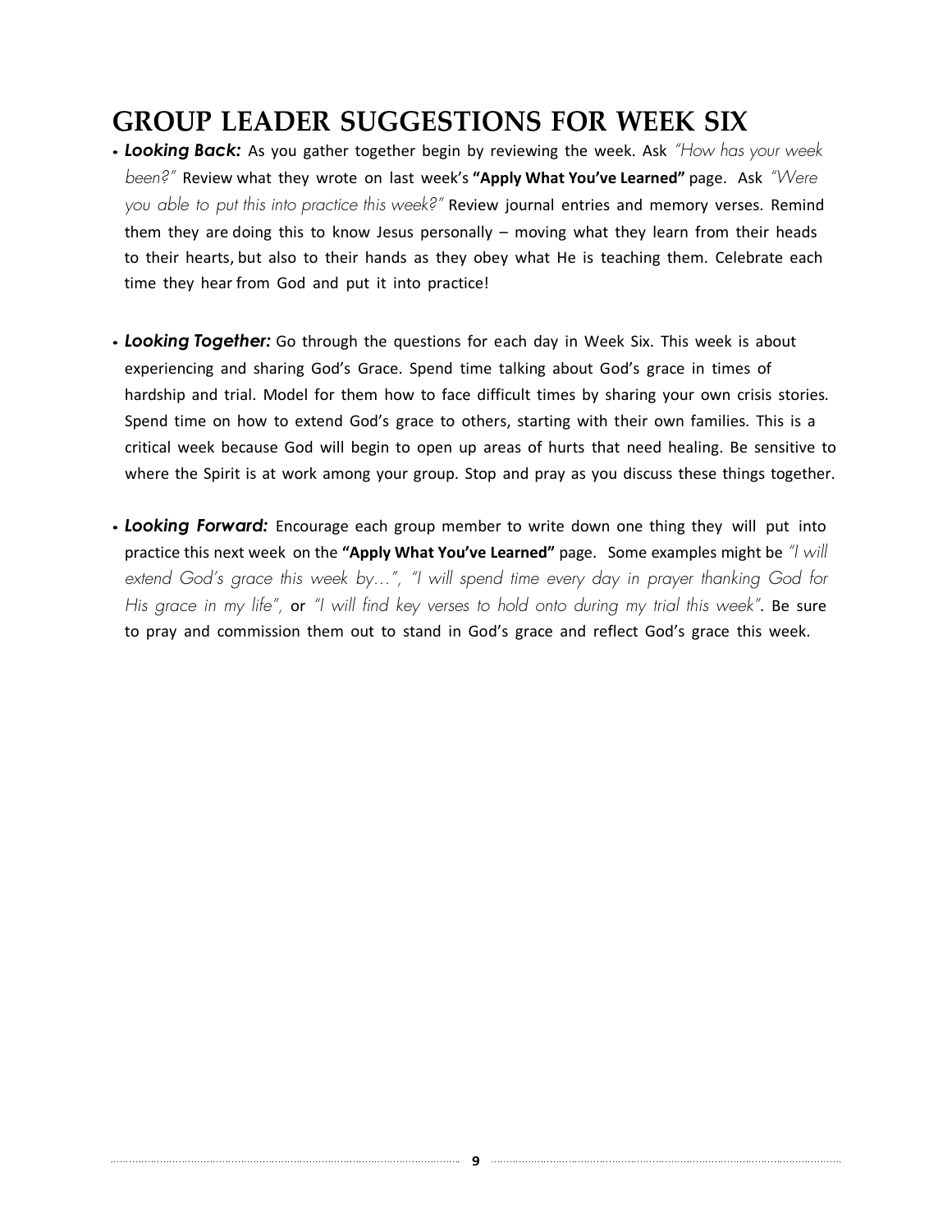# GROUP LEADER SUGGESTIONS FOR WEEK SIX

- ***Looking Back:*** As you gather together begin by reviewing the week. Ask *"How has your week been?"* Review what they wrote on last week's **"Apply What You've Learned"** page. Ask *"Were you able to put this into practice this week?"* Review journal entries and memory verses. Remind them they are doing this to know Jesus personally – moving what they learn from their heads to their hearts, but also to their hands as they obey what He is teaching them. Celebrate each time they hear from God and put it into practice!

- ***Looking Together:*** Go through the questions for each day in Week Six. This week is about experiencing and sharing God's Grace. Spend time talking about God's grace in times of hardship and trial. Model for them how to face difficult times by sharing your own crisis stories. Spend time on how to extend God's grace to others, starting with their own families. This is a critical week because God will begin to open up areas of hurts that need healing. Be sensitive to where the Spirit is at work among your group. Stop and pray as you discuss these things together.

- ***Looking Forward:*** Encourage each group member to write down one thing they will put into practice this next week on the **"Apply What You've Learned"** page. Some examples might be *"I will extend God's grace this week by…", "I will spend time every day in prayer thanking God for His grace in my life",* or *"I will find key verses to hold onto during my trial this week"*. Be sure to pray and commission them out to stand in God's grace and reflect God's grace this week.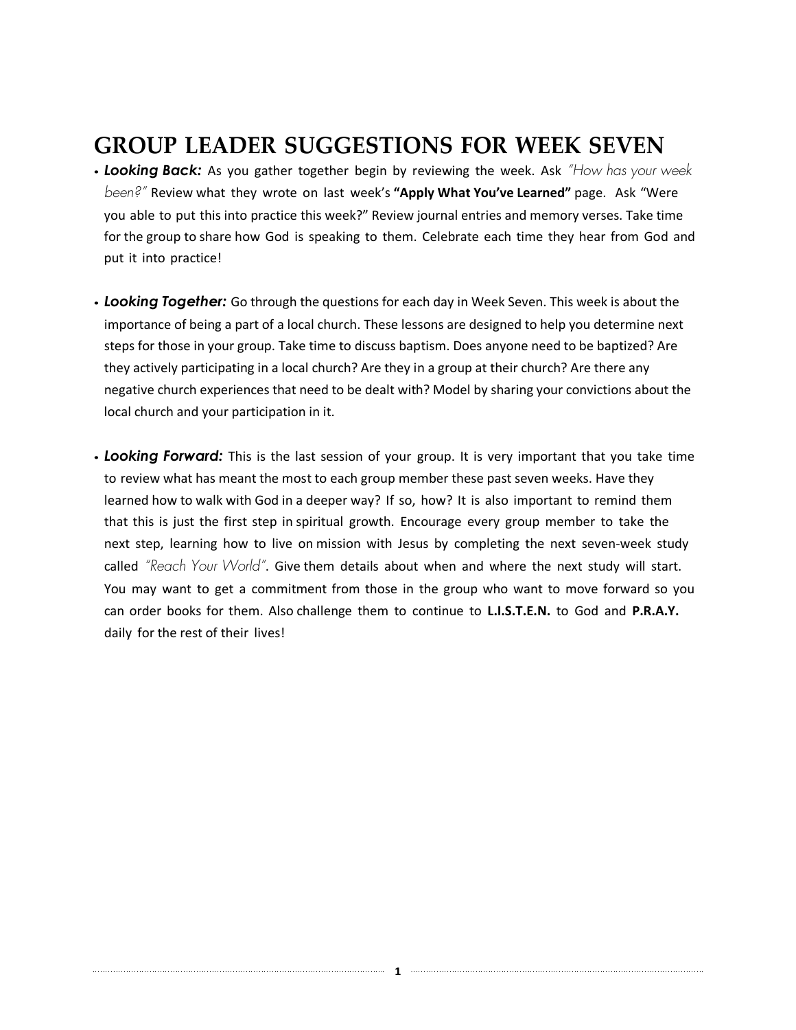# GROUP LEADER SUGGESTIONS FOR WEEK SEVEN

- ***Looking Back:*** As you gather together begin by reviewing the week. Ask *"How has your week been?"* Review what they wrote on last week's **"Apply What You've Learned"** page. Ask "Were you able to put this into practice this week?" Review journal entries and memory verses. Take time for the group to share how God is speaking to them. Celebrate each time they hear from God and put it into practice!

- ***Looking Together:*** Go through the questions for each day in Week Seven. This week is about the importance of being a part of a local church. These lessons are designed to help you determine next steps for those in your group. Take time to discuss baptism. Does anyone need to be baptized? Are they actively participating in a local church? Are they in a group at their church? Are there any negative church experiences that need to be dealt with? Model by sharing your convictions about the local church and your participation in it.

- ***Looking Forward:*** This is the last session of your group. It is very important that you take time to review what has meant the most to each group member these past seven weeks. Have they learned how to walk with God in a deeper way? If so, how? It is also important to remind them that this is just the first step in spiritual growth. Encourage every group member to take the next step, learning how to live on mission with Jesus by completing the next seven-week study called *"Reach Your World"*. Give them details about when and where the next study will start. You may want to get a commitment from those in the group who want to move forward so you can order books for them. Also challenge them to continue to **L.I.S.T.E.N.** to God and **P.R.A.Y.** daily for the rest of their lives!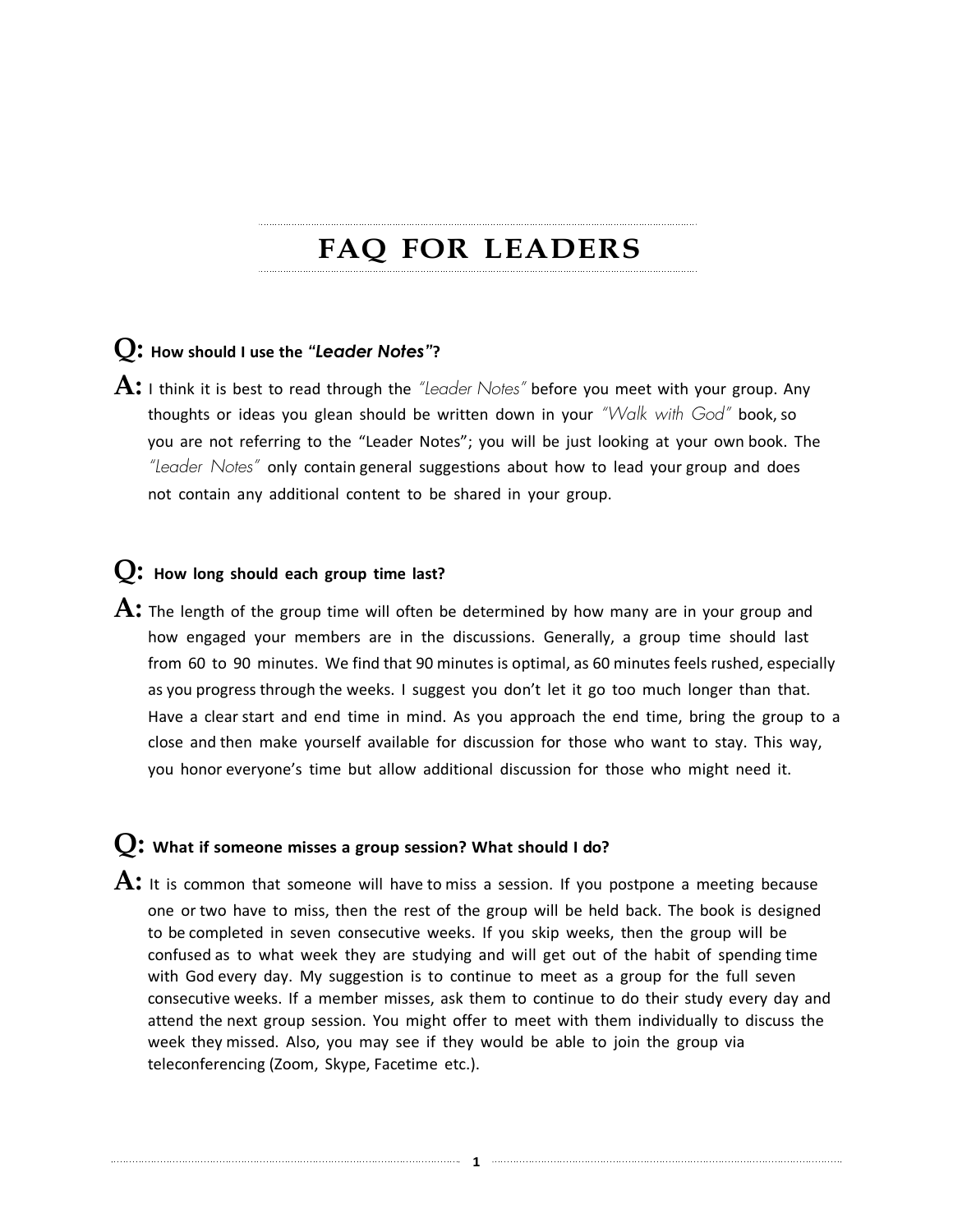# FAQ FOR LEADERS

**Q: How should I use the "*Leader Notes*"?**

**A:** I think it is best to read through the *"Leader Notes"* before you meet with your group. Any thoughts or ideas you glean should be written down in your *"Walk with God"* book, so you are not referring to the "Leader Notes"; you will be just looking at your own book. The *"Leader Notes"* only contain general suggestions about how to lead your group and does not contain any additional content to be shared in your group.

**Q: How long should each group time last?**

**A:** The length of the group time will often be determined by how many are in your group and how engaged your members are in the discussions. Generally, a group time should last from 60 to 90 minutes. We find that 90 minutes is optimal, as 60 minutes feels rushed, especially as you progress through the weeks. I suggest you don't let it go too much longer than that. Have a clear start and end time in mind. As you approach the end time, bring the group to a close and then make yourself available for discussion for those who want to stay. This way, you honor everyone's time but allow additional discussion for those who might need it.

**Q: What if someone misses a group session? What should I do?**

**A:** It is common that someone will have to miss a session. If you postpone a meeting because one or two have to miss, then the rest of the group will be held back. The book is designed to be completed in seven consecutive weeks. If you skip weeks, then the group will be confused as to what week they are studying and will get out of the habit of spending time with God every day. My suggestion is to continue to meet as a group for the full seven consecutive weeks. If a member misses, ask them to continue to do their study every day and attend the next group session. You might offer to meet with them individually to discuss the week they missed. Also, you may see if they would be able to join the group via teleconferencing (Zoom, Skype, Facetime etc.).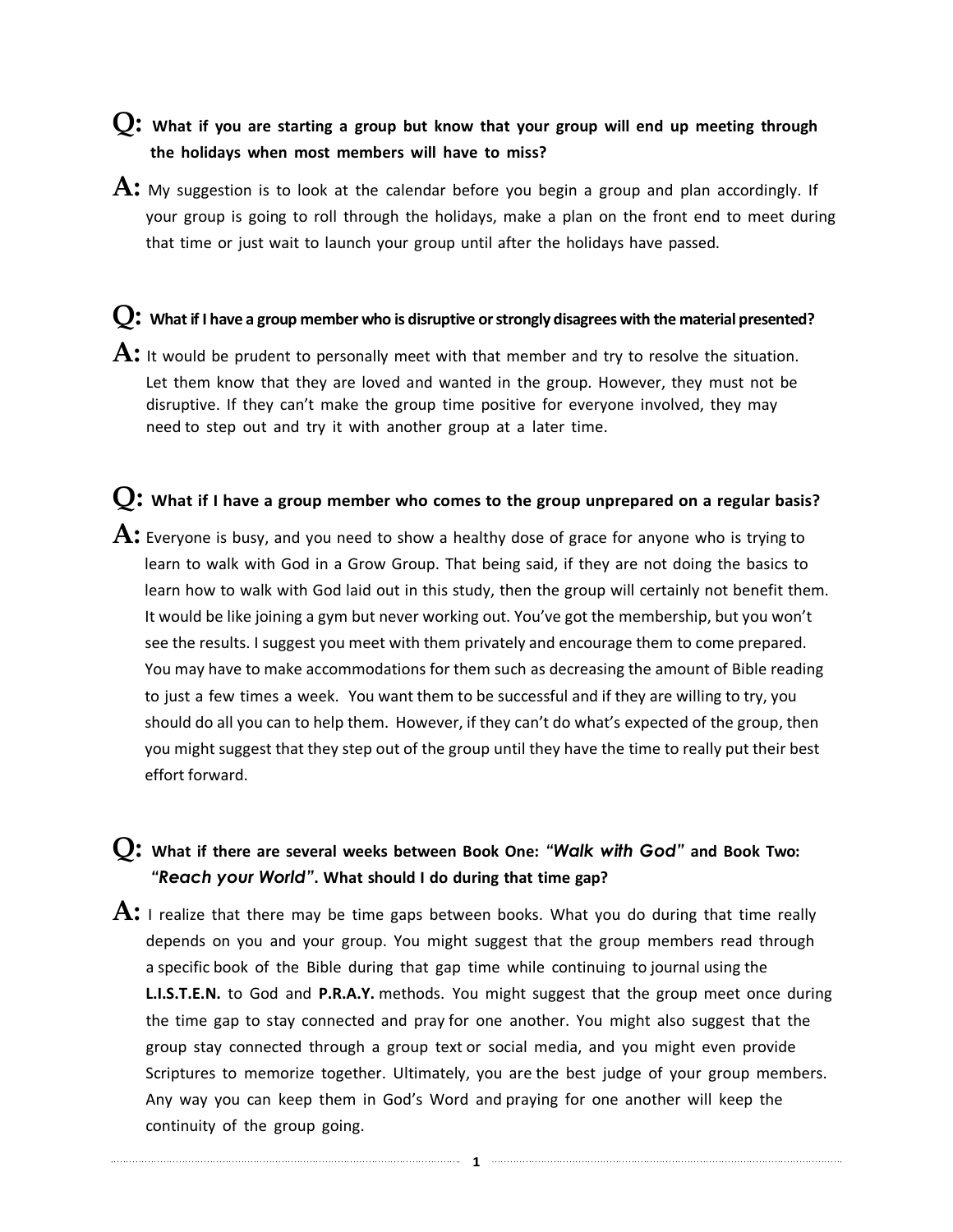**Q: What if you are starting a group but know that your group will end up meeting through the holidays when most members will have to miss?**

**A:** My suggestion is to look at the calendar before you begin a group and plan accordingly. If your group is going to roll through the holidays, make a plan on the front end to meet during that time or just wait to launch your group until after the holidays have passed.

**Q: What if I have a group member who is disruptive or strongly disagrees with the material presented?**

**A:** It would be prudent to personally meet with that member and try to resolve the situation. Let them know that they are loved and wanted in the group. However, they must not be disruptive. If they can't make the group time positive for everyone involved, they may need to step out and try it with another group at a later time.

**Q: What if I have a group member who comes to the group unprepared on a regular basis?**

**A:** Everyone is busy, and you need to show a healthy dose of grace for anyone who is trying to learn to walk with God in a Grow Group. That being said, if they are not doing the basics to learn how to walk with God laid out in this study, then the group will certainly not benefit them. It would be like joining a gym but never working out. You've got the membership, but you won't see the results. I suggest you meet with them privately and encourage them to come prepared. You may have to make accommodations for them such as decreasing the amount of Bible reading to just a few times a week. You want them to be successful and if they are willing to try, you should do all you can to help them. However, if they can't do what's expected of the group, then you might suggest that they step out of the group until they have the time to really put their best effort forward.

**Q: What if there are several weeks between Book One: "*Walk with God*" and Book Two: "*Reach your World*". What should I do during that time gap?**

**A:** I realize that there may be time gaps between books. What you do during that time really depends on you and your group. You might suggest that the group members read through a specific book of the Bible during that gap time while continuing to journal using the **L.I.S.T.E.N.** to God and **P.R.A.Y.** methods. You might suggest that the group meet once during the time gap to stay connected and pray for one another. You might also suggest that the group stay connected through a group text or social media, and you might even provide Scriptures to memorize together. Ultimately, you are the best judge of your group members. Any way you can keep them in God's Word and praying for one another will keep the continuity of the group going.